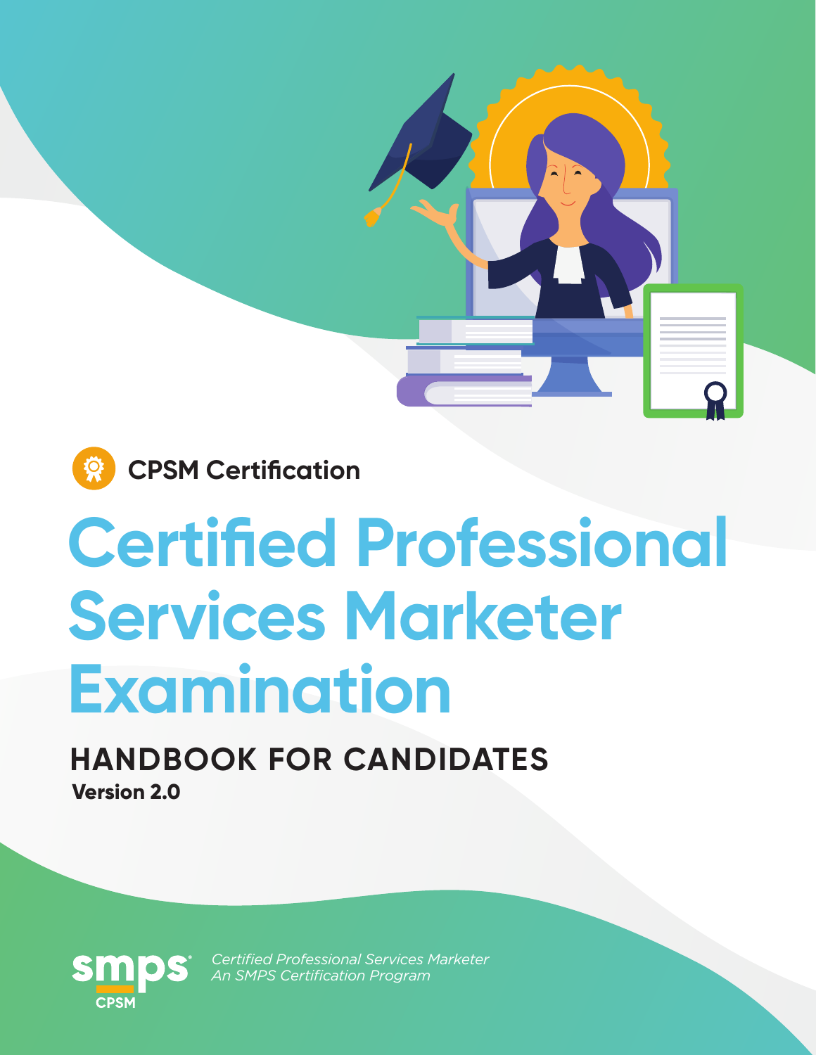CPSM Certification

# Certified Professional Services Marketer Examination

## HANDBOOK FOR CANDIDATES

**Version 2.0**

smps CPSM

*Certified Professional Services Marketer*
*An SMPS Certification Program*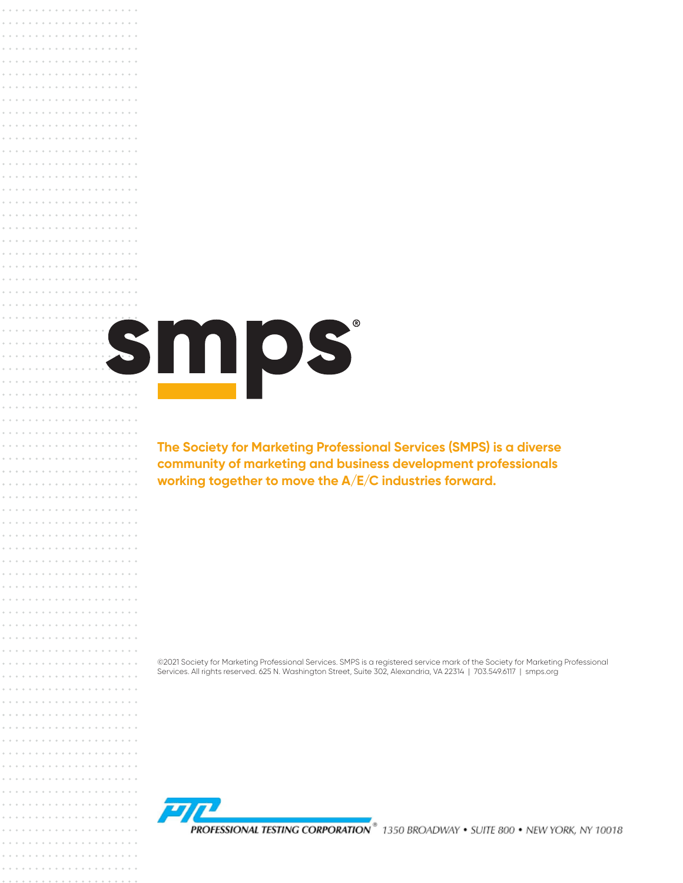smps®

**The Society for Marketing Professional Services (SMPS) is a diverse community of marketing and business development professionals working together to move the A/E/C industries forward.**

©2021 Society for Marketing Professional Services. SMPS is a registered service mark of the Society for Marketing Professional Services. All rights reserved. 625 N. Washington Street, Suite 302, Alexandria, VA 22314 | 703.549.6117 | smps.org

PROFESSIONAL TESTING CORPORATION® 1350 BROADWAY • SUITE 800 • NEW YORK, NY 10018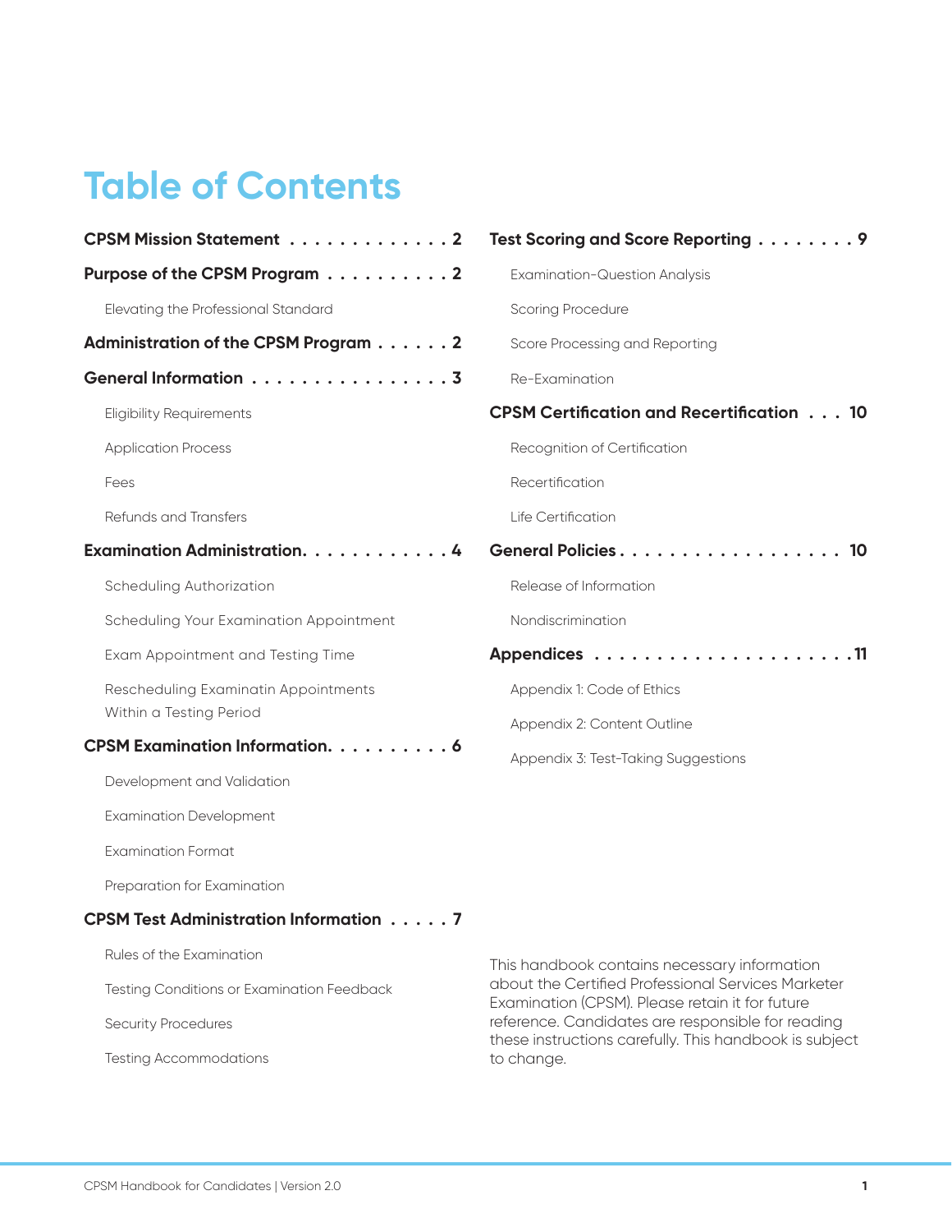# Table of Contents

**CPSM Mission Statement . . . . . . . . . . . . . 2**

**Purpose of the CPSM Program . . . . . . . . . . 2**

- Elevating the Professional Standard

**Administration of the CPSM Program . . . . . . 2**

**General Information . . . . . . . . . . . . . . . . 3**

- Eligibility Requirements
- Application Process
- Fees
- Refunds and Transfers

**Examination Administration. . . . . . . . . . . . 4**

- Scheduling Authorization
- Scheduling Your Examination Appointment
- Exam Appointment and Testing Time
- Rescheduling Examinatin Appointments Within a Testing Period

**CPSM Examination Information. . . . . . . . . . 6**

- Development and Validation
- Examination Development
- Examination Format
- Preparation for Examination

**CPSM Test Administration Information . . . . . 7**

- Rules of the Examination
- Testing Conditions or Examination Feedback
- Security Procedures
- Testing Accommodations

**Test Scoring and Score Reporting . . . . . . . . 9**

- Examination-Question Analysis
- Scoring Procedure
- Score Processing and Reporting
- Re-Examination

**CPSM Certification and Recertification . . . 10**

- Recognition of Certification
- Recertification
- Life Certification

**General Policies . . . . . . . . . . . . . . . . . . 10**

- Release of Information
- Nondiscrimination

**Appendices . . . . . . . . . . . . . . . . . . . . .11**

- Appendix 1: Code of Ethics
- Appendix 2: Content Outline
- Appendix 3: Test-Taking Suggestions

This handbook contains necessary information about the Certified Professional Services Marketer Examination (CPSM). Please retain it for future reference. Candidates are responsible for reading these instructions carefully. This handbook is subject to change.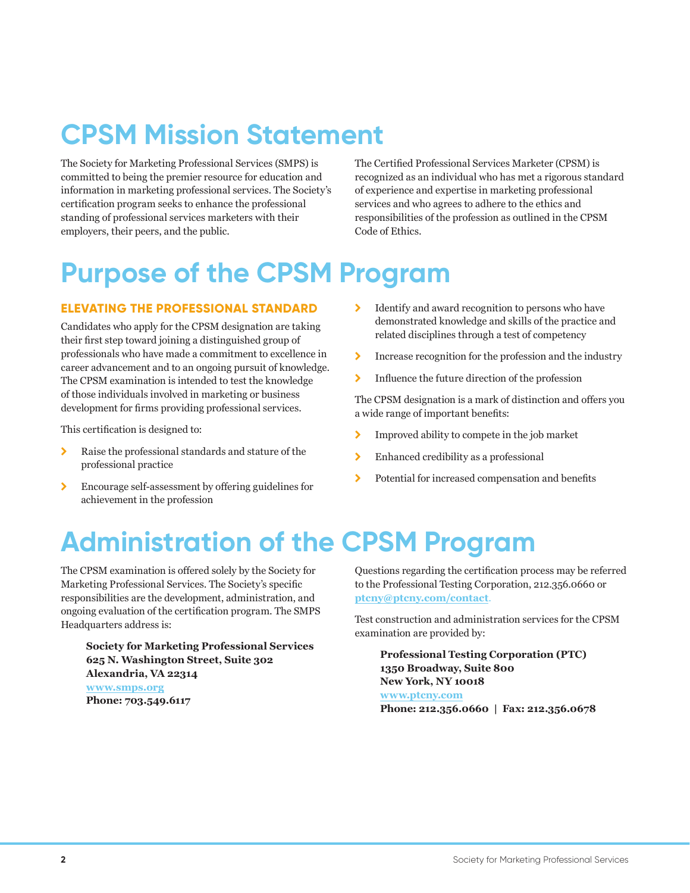# CPSM Mission Statement

The Society for Marketing Professional Services (SMPS) is committed to being the premier resource for education and information in marketing professional services. The Society's certification program seeks to enhance the professional standing of professional services marketers with their employers, their peers, and the public.

The Certified Professional Services Marketer (CPSM) is recognized as an individual who has met a rigorous standard of experience and expertise in marketing professional services and who agrees to adhere to the ethics and responsibilities of the profession as outlined in the CPSM Code of Ethics.

# Purpose of the CPSM Program

### ELEVATING THE PROFESSIONAL STANDARD

Candidates who apply for the CPSM designation are taking their first step toward joining a distinguished group of professionals who have made a commitment to excellence in career advancement and to an ongoing pursuit of knowledge. The CPSM examination is intended to test the knowledge of those individuals involved in marketing or business development for firms providing professional services.

This certification is designed to:

- Raise the professional standards and stature of the professional practice
- Encourage self-assessment by offering guidelines for achievement in the profession
- Identify and award recognition to persons who have demonstrated knowledge and skills of the practice and related disciplines through a test of competency
- Increase recognition for the profession and the industry
- Influence the future direction of the profession

The CPSM designation is a mark of distinction and offers you a wide range of important benefits:

- Improved ability to compete in the job market
- Enhanced credibility as a professional
- Potential for increased compensation and benefits

# Administration of the CPSM Program

The CPSM examination is offered solely by the Society for Marketing Professional Services. The Society's specific responsibilities are the development, administration, and ongoing evaluation of the certification program. The SMPS Headquarters address is:

**Society for Marketing Professional Services**
**625 N. Washington Street, Suite 302**
**Alexandria, VA 22314**
**www.smps.org**
**Phone: 703.549.6117**

Questions regarding the certification process may be referred to the Professional Testing Corporation, 212.356.0660 or **ptcny@ptcny.com/contact**.

Test construction and administration services for the CPSM examination are provided by:

**Professional Testing Corporation (PTC)**
**1350 Broadway, Suite 800**
**New York, NY 10018**
**www.ptcny.com**
**Phone: 212.356.0660 | Fax: 212.356.0678**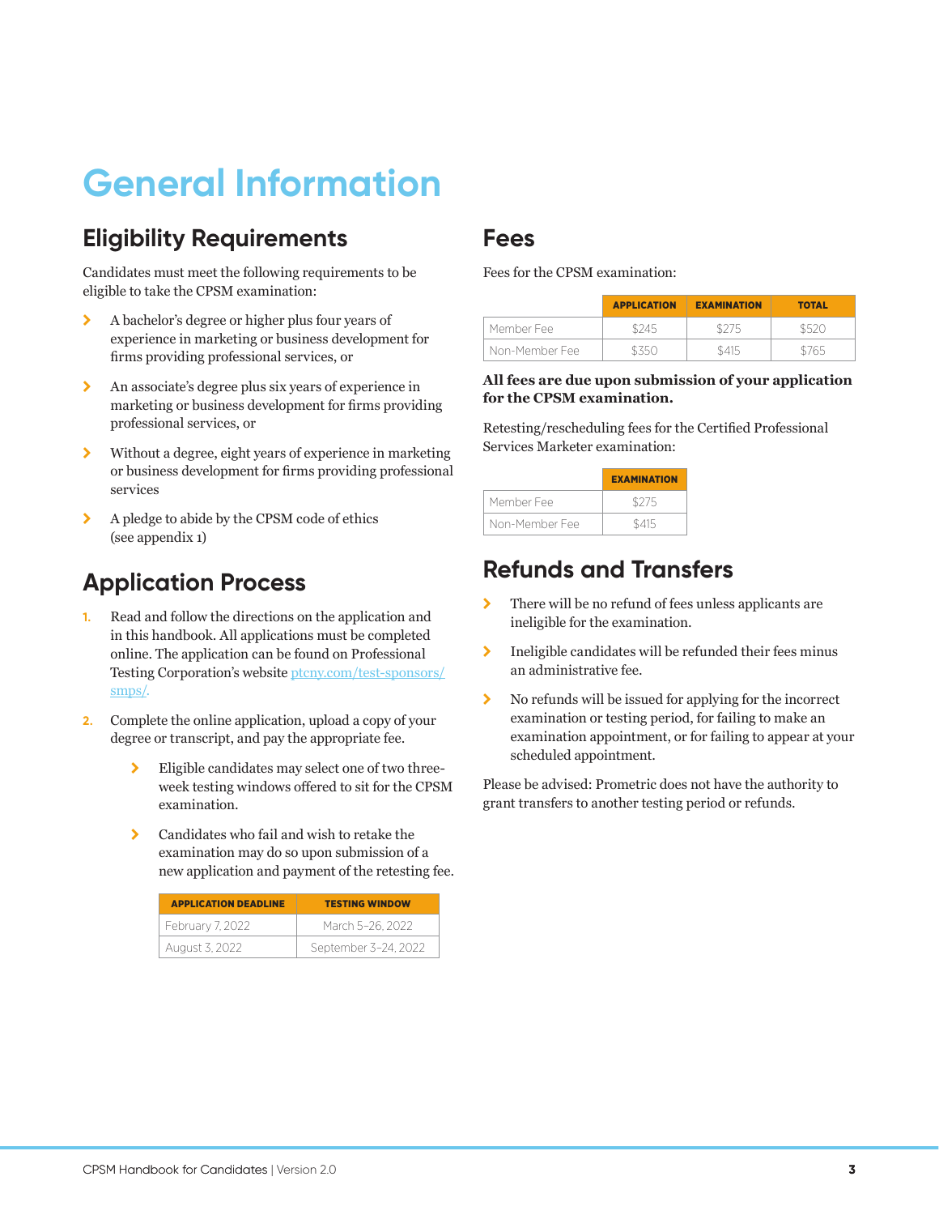# General Information

## Eligibility Requirements

Candidates must meet the following requirements to be eligible to take the CPSM examination:

- A bachelor's degree or higher plus four years of experience in marketing or business development for firms providing professional services, or
- An associate's degree plus six years of experience in marketing or business development for firms providing professional services, or
- Without a degree, eight years of experience in marketing or business development for firms providing professional services
- A pledge to abide by the CPSM code of ethics (see appendix 1)

## Application Process

1. Read and follow the directions on the application and in this handbook. All applications must be completed online. The application can be found on Professional Testing Corporation's website [ptcny.com/test-sponsors/smps/](ptcny.com/test-sponsors/smps/).
2. Complete the online application, upload a copy of your degree or transcript, and pay the appropriate fee.
   - Eligible candidates may select one of two three-week testing windows offered to sit for the CPSM examination.
   - Candidates who fail and wish to retake the examination may do so upon submission of a new application and payment of the retesting fee.

| APPLICATION DEADLINE | TESTING WINDOW |
|---|---|
| February 7, 2022 | March 5–26, 2022 |
| August 3, 2022 | September 3–24, 2022 |

## Fees

Fees for the CPSM examination:

| | APPLICATION | EXAMINATION | TOTAL |
|---|---|---|---|
| Member Fee | $245 | $275 | $520 |
| Non-Member Fee | $350 | $415 | $765 |

**All fees are due upon submission of your application for the CPSM examination.**

Retesting/rescheduling fees for the Certified Professional Services Marketer examination:

| | EXAMINATION |
|---|---|
| Member Fee | $275 |
| Non-Member Fee | $415 |

## Refunds and Transfers

- There will be no refund of fees unless applicants are ineligible for the examination.
- Ineligible candidates will be refunded their fees minus an administrative fee.
- No refunds will be issued for applying for the incorrect examination or testing period, for failing to make an examination appointment, or for failing to appear at your scheduled appointment.

Please be advised: Prometric does not have the authority to grant transfers to another testing period or refunds.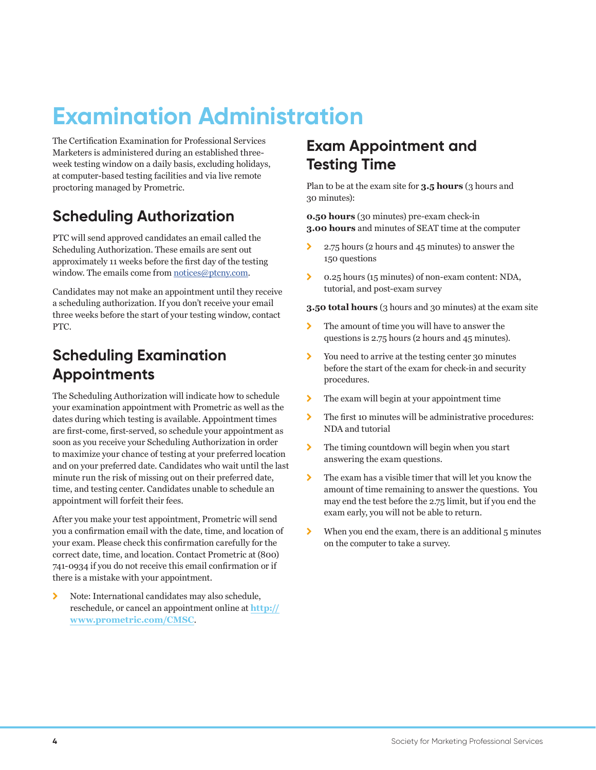# Examination Administration

The Certification Examination for Professional Services Marketers is administered during an established three-week testing window on a daily basis, excluding holidays, at computer-based testing facilities and via live remote proctoring managed by Prometric.

## Scheduling Authorization

PTC will send approved candidates an email called the Scheduling Authorization. These emails are sent out approximately 11 weeks before the first day of the testing window. The emails come from notices@ptcny.com.

Candidates may not make an appointment until they receive a scheduling authorization. If you don't receive your email three weeks before the start of your testing window, contact PTC.

## Scheduling Examination Appointments

The Scheduling Authorization will indicate how to schedule your examination appointment with Prometric as well as the dates during which testing is available. Appointment times are first-come, first-served, so schedule your appointment as soon as you receive your Scheduling Authorization in order to maximize your chance of testing at your preferred location and on your preferred date. Candidates who wait until the last minute run the risk of missing out on their preferred date, time, and testing center. Candidates unable to schedule an appointment will forfeit their fees.

After you make your test appointment, Prometric will send you a confirmation email with the date, time, and location of your exam. Please check this confirmation carefully for the correct date, time, and location. Contact Prometric at (800) 741-0934 if you do not receive this email confirmation or if there is a mistake with your appointment.

- Note: International candidates may also schedule, reschedule, or cancel an appointment online at **http://www.prometric.com/CMSC**.

## Exam Appointment and Testing Time

Plan to be at the exam site for **3.5 hours** (3 hours and 30 minutes):

**0.50 hours** (30 minutes) pre-exam check-in
**3.00 hours** and minutes of SEAT time at the computer

- 2.75 hours (2 hours and 45 minutes) to answer the 150 questions
- 0.25 hours (15 minutes) of non-exam content: NDA, tutorial, and post-exam survey

**3.50 total hours** (3 hours and 30 minutes) at the exam site

- The amount of time you will have to answer the questions is 2.75 hours (2 hours and 45 minutes).
- You need to arrive at the testing center 30 minutes before the start of the exam for check-in and security procedures.
- The exam will begin at your appointment time
- The first 10 minutes will be administrative procedures: NDA and tutorial
- The timing countdown will begin when you start answering the exam questions.
- The exam has a visible timer that will let you know the amount of time remaining to answer the questions. You may end the test before the 2.75 limit, but if you end the exam early, you will not be able to return.
- When you end the exam, there is an additional 5 minutes on the computer to take a survey.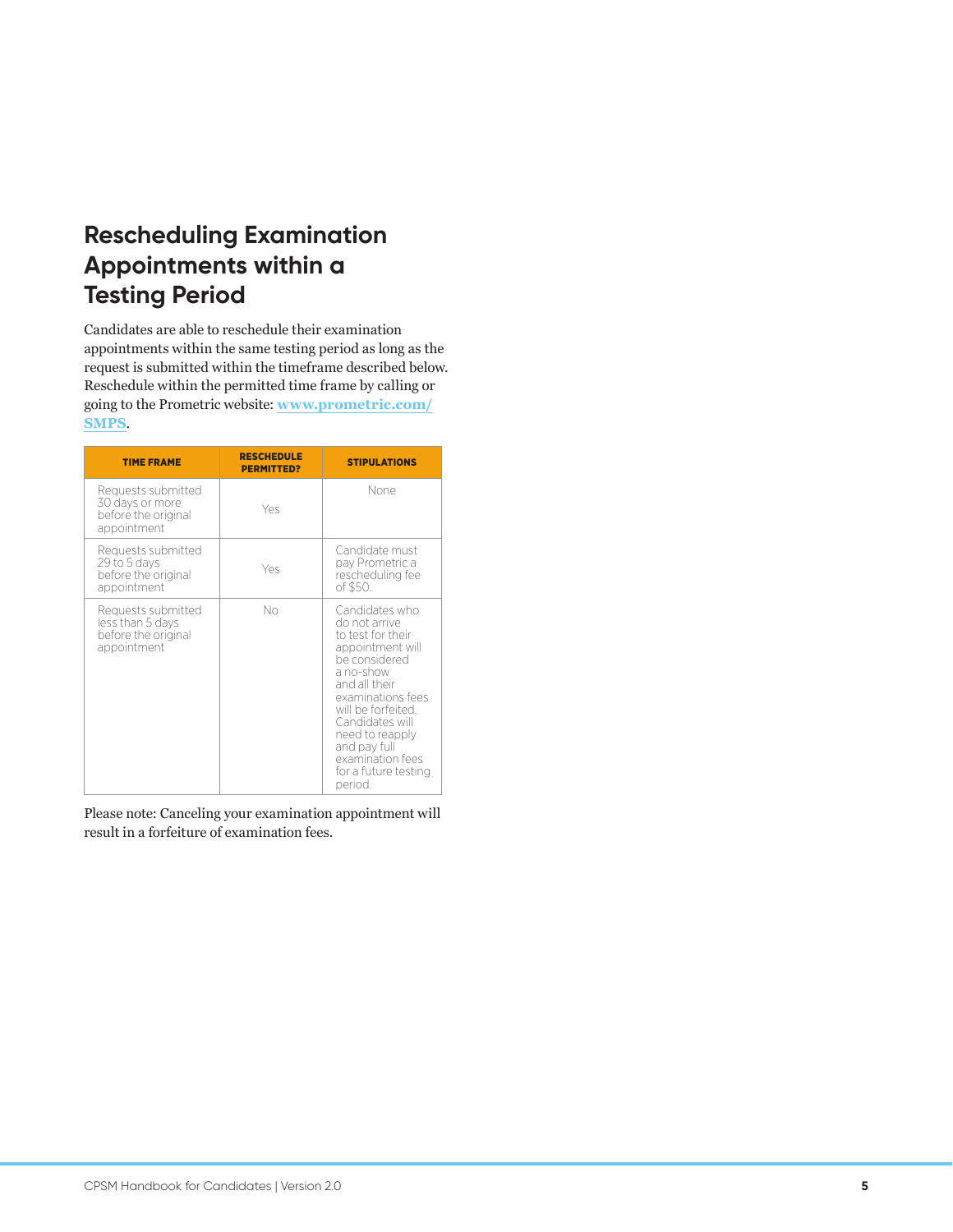## Rescheduling Examination Appointments within a Testing Period

Candidates are able to reschedule their examination appointments within the same testing period as long as the request is submitted within the timeframe described below. Reschedule within the permitted time frame by calling or going to the Prometric website: [www.prometric.com/SMPS](www.prometric.com/SMPS).

| TIME FRAME | RESCHEDULE PERMITTED? | STIPULATIONS |
| --- | --- | --- |
| Requests submitted 30 days or more before the original appointment | Yes | None |
| Requests submitted 29 to 5 days before the original appointment | Yes | Candidate must pay Prometric a rescheduling fee of $50. |
| Requests submitted less than 5 days before the original appointment | No | Candidates who do not arrive to test for their appointment will be considered a no-show and all their examinations fees will be forfeited. Candidates will need to reapply and pay full examination fees for a future testing period. |

Please note: Canceling your examination appointment will result in a forfeiture of examination fees.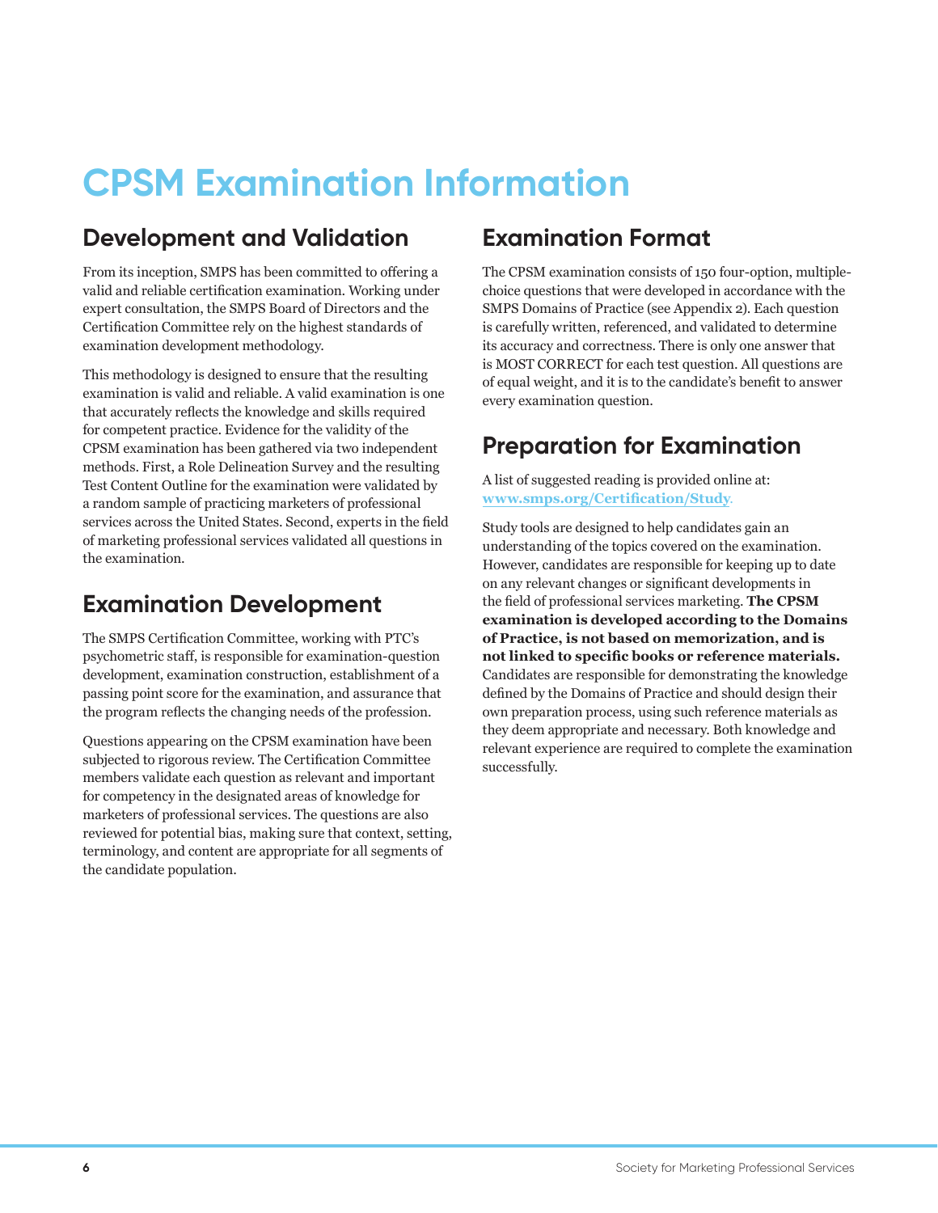# CPSM Examination Information

## Development and Validation

From its inception, SMPS has been committed to offering a valid and reliable certification examination. Working under expert consultation, the SMPS Board of Directors and the Certification Committee rely on the highest standards of examination development methodology.

This methodology is designed to ensure that the resulting examination is valid and reliable. A valid examination is one that accurately reflects the knowledge and skills required for competent practice. Evidence for the validity of the CPSM examination has been gathered via two independent methods. First, a Role Delineation Survey and the resulting Test Content Outline for the examination were validated by a random sample of practicing marketers of professional services across the United States. Second, experts in the field of marketing professional services validated all questions in the examination.

## Examination Development

The SMPS Certification Committee, working with PTC's psychometric staff, is responsible for examination-question development, examination construction, establishment of a passing point score for the examination, and assurance that the program reflects the changing needs of the profession.

Questions appearing on the CPSM examination have been subjected to rigorous review. The Certification Committee members validate each question as relevant and important for competency in the designated areas of knowledge for marketers of professional services. The questions are also reviewed for potential bias, making sure that context, setting, terminology, and content are appropriate for all segments of the candidate population.

## Examination Format

The CPSM examination consists of 150 four-option, multiple-choice questions that were developed in accordance with the SMPS Domains of Practice (see Appendix 2). Each question is carefully written, referenced, and validated to determine its accuracy and correctness. There is only one answer that is MOST CORRECT for each test question. All questions are of equal weight, and it is to the candidate's benefit to answer every examination question.

## Preparation for Examination

A list of suggested reading is provided online at: **www.smps.org/Certification/Study**.

Study tools are designed to help candidates gain an understanding of the topics covered on the examination. However, candidates are responsible for keeping up to date on any relevant changes or significant developments in the field of professional services marketing. **The CPSM examination is developed according to the Domains of Practice, is not based on memorization, and is not linked to specific books or reference materials.** Candidates are responsible for demonstrating the knowledge defined by the Domains of Practice and should design their own preparation process, using such reference materials as they deem appropriate and necessary. Both knowledge and relevant experience are required to complete the examination successfully.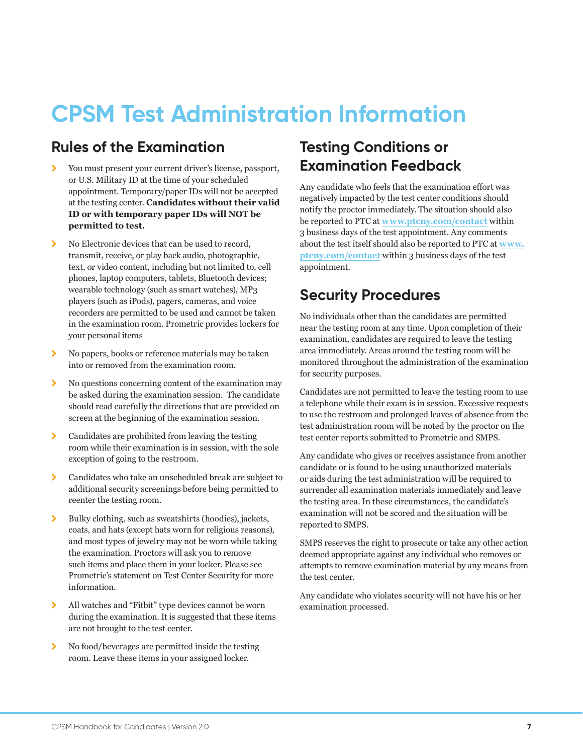# CPSM Test Administration Information

## Rules of the Examination

- You must present your current driver's license, passport, or U.S. Military ID at the time of your scheduled appointment. Temporary/paper IDs will not be accepted at the testing center. **Candidates without their valid ID or with temporary paper IDs will NOT be permitted to test.**
- No Electronic devices that can be used to record, transmit, receive, or play back audio, photographic, text, or video content, including but not limited to, cell phones, laptop computers, tablets, Bluetooth devices; wearable technology (such as smart watches), MP3 players (such as iPods), pagers, cameras, and voice recorders are permitted to be used and cannot be taken in the examination room. Prometric provides lockers for your personal items
- No papers, books or reference materials may be taken into or removed from the examination room.
- No questions concerning content of the examination may be asked during the examination session. The candidate should read carefully the directions that are provided on screen at the beginning of the examination session.
- Candidates are prohibited from leaving the testing room while their examination is in session, with the sole exception of going to the restroom.
- Candidates who take an unscheduled break are subject to additional security screenings before being permitted to reenter the testing room.
- Bulky clothing, such as sweatshirts (hoodies), jackets, coats, and hats (except hats worn for religious reasons), and most types of jewelry may not be worn while taking the examination. Proctors will ask you to remove such items and place them in your locker. Please see Prometric's statement on Test Center Security for more information.
- All watches and "Fitbit" type devices cannot be worn during the examination. It is suggested that these items are not brought to the test center.
- No food/beverages are permitted inside the testing room. Leave these items in your assigned locker.

## Testing Conditions or Examination Feedback

Any candidate who feels that the examination effort was negatively impacted by the test center conditions should notify the proctor immediately. The situation should also be reported to PTC at **www.ptcny.com/contact** within 3 business days of the test appointment. Any comments about the test itself should also be reported to PTC at **www.ptcny.com/contact** within 3 business days of the test appointment.

## Security Procedures

No individuals other than the candidates are permitted near the testing room at any time. Upon completion of their examination, candidates are required to leave the testing area immediately. Areas around the testing room will be monitored throughout the administration of the examination for security purposes.

Candidates are not permitted to leave the testing room to use a telephone while their exam is in session. Excessive requests to use the restroom and prolonged leaves of absence from the test administration room will be noted by the proctor on the test center reports submitted to Prometric and SMPS.

Any candidate who gives or receives assistance from another candidate or is found to be using unauthorized materials or aids during the test administration will be required to surrender all examination materials immediately and leave the testing area. In these circumstances, the candidate's examination will not be scored and the situation will be reported to SMPS.

SMPS reserves the right to prosecute or take any other action deemed appropriate against any individual who removes or attempts to remove examination material by any means from the test center.

Any candidate who violates security will not have his or her examination processed.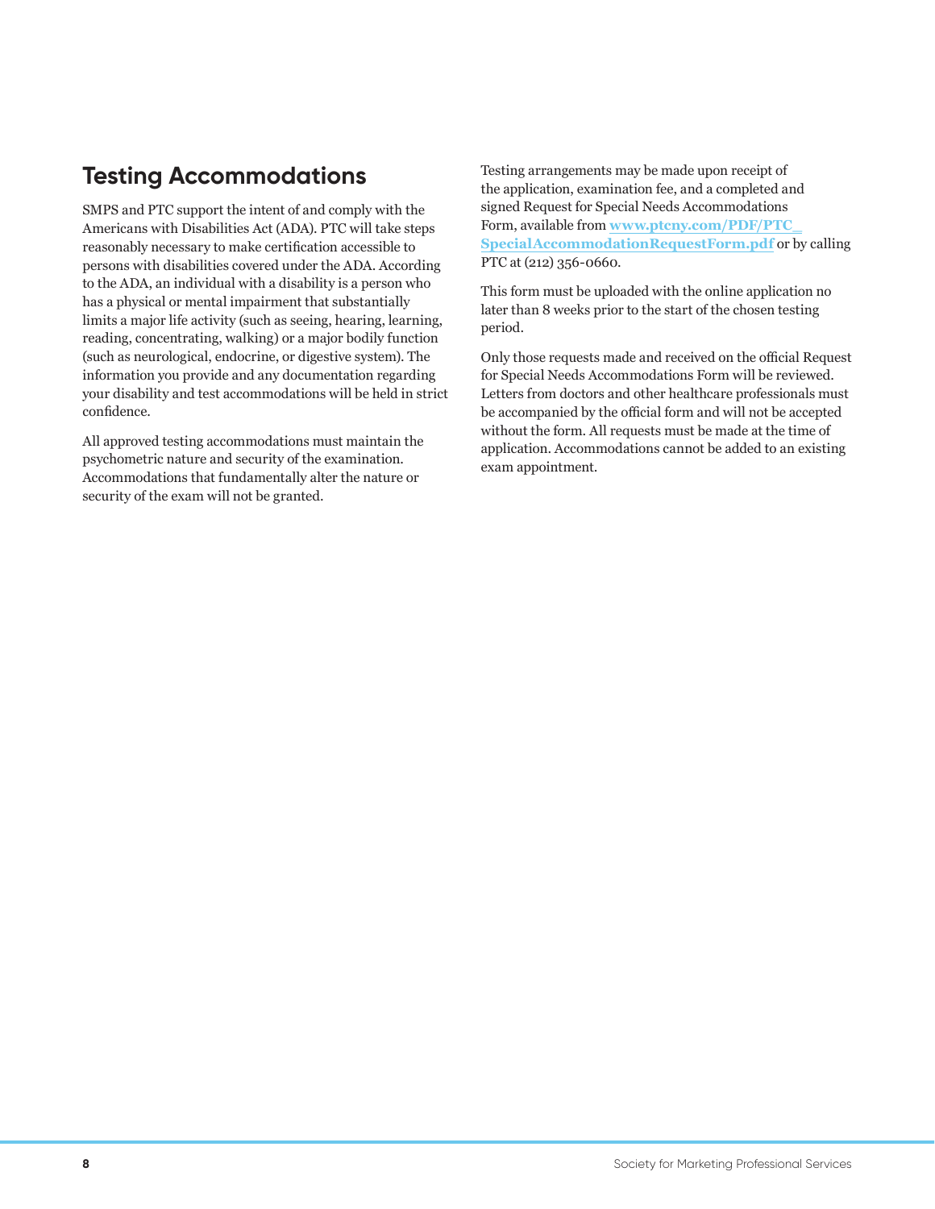## Testing Accommodations

SMPS and PTC support the intent of and comply with the Americans with Disabilities Act (ADA). PTC will take steps reasonably necessary to make certification accessible to persons with disabilities covered under the ADA. According to the ADA, an individual with a disability is a person who has a physical or mental impairment that substantially limits a major life activity (such as seeing, hearing, learning, reading, concentrating, walking) or a major bodily function (such as neurological, endocrine, or digestive system). The information you provide and any documentation regarding your disability and test accommodations will be held in strict confidence.

All approved testing accommodations must maintain the psychometric nature and security of the examination. Accommodations that fundamentally alter the nature or security of the exam will not be granted.

Testing arrangements may be made upon receipt of the application, examination fee, and a completed and signed Request for Special Needs Accommodations Form, available from **www.ptcny.com/PDF/PTC_SpecialAccommodationRequestForm.pdf** or by calling PTC at (212) 356-0660.

This form must be uploaded with the online application no later than 8 weeks prior to the start of the chosen testing period.

Only those requests made and received on the official Request for Special Needs Accommodations Form will be reviewed. Letters from doctors and other healthcare professionals must be accompanied by the official form and will not be accepted without the form. All requests must be made at the time of application. Accommodations cannot be added to an existing exam appointment.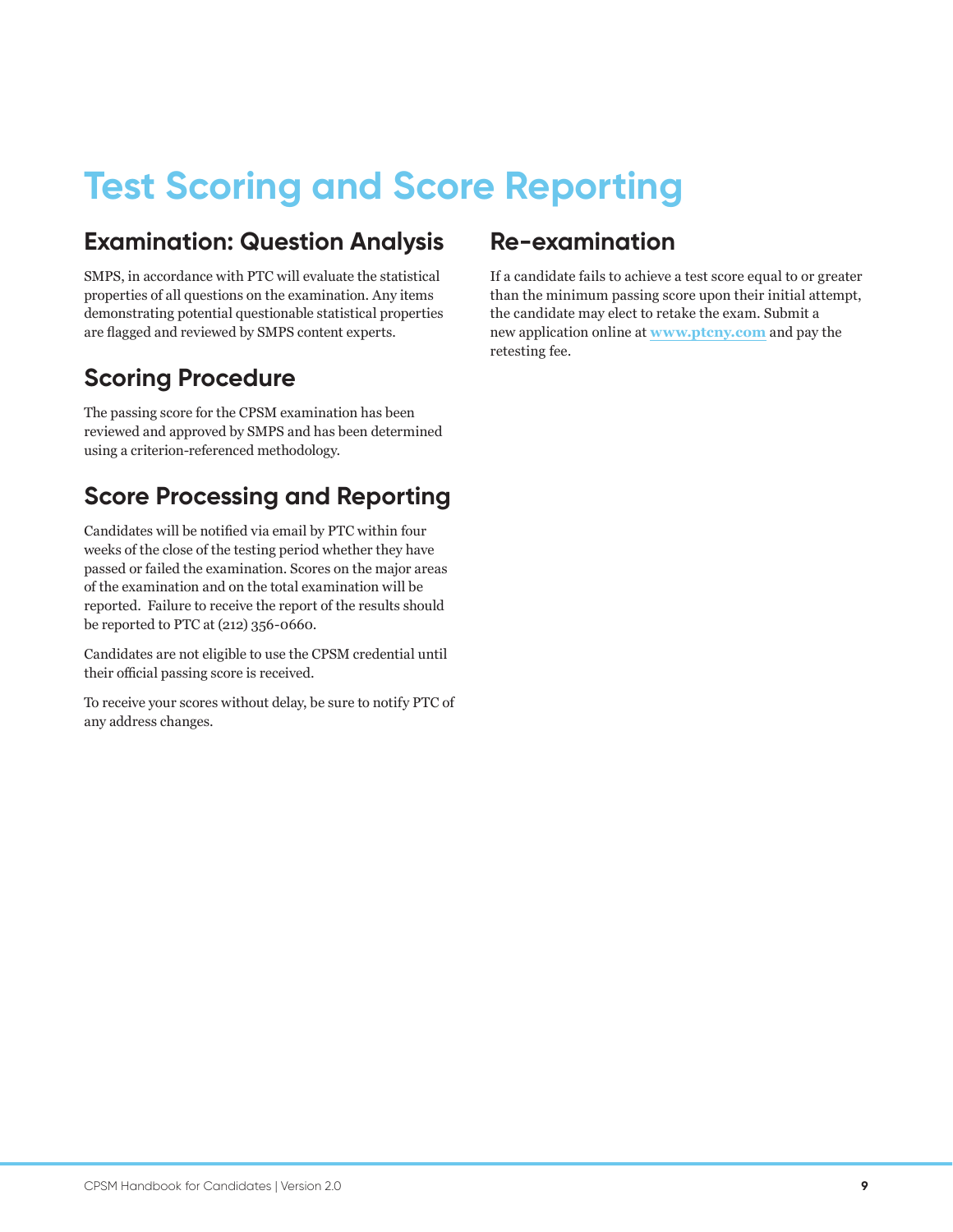# Test Scoring and Score Reporting

## Examination: Question Analysis

SMPS, in accordance with PTC will evaluate the statistical properties of all questions on the examination. Any items demonstrating potential questionable statistical properties are flagged and reviewed by SMPS content experts.

## Scoring Procedure

The passing score for the CPSM examination has been reviewed and approved by SMPS and has been determined using a criterion-referenced methodology.

## Score Processing and Reporting

Candidates will be notified via email by PTC within four weeks of the close of the testing period whether they have passed or failed the examination. Scores on the major areas of the examination and on the total examination will be reported. Failure to receive the report of the results should be reported to PTC at (212) 356-0660.

Candidates are not eligible to use the CPSM credential until their official passing score is received.

To receive your scores without delay, be sure to notify PTC of any address changes.

## Re-examination

If a candidate fails to achieve a test score equal to or greater than the minimum passing score upon their initial attempt, the candidate may elect to retake the exam. Submit a new application online at **www.ptcny.com** and pay the retesting fee.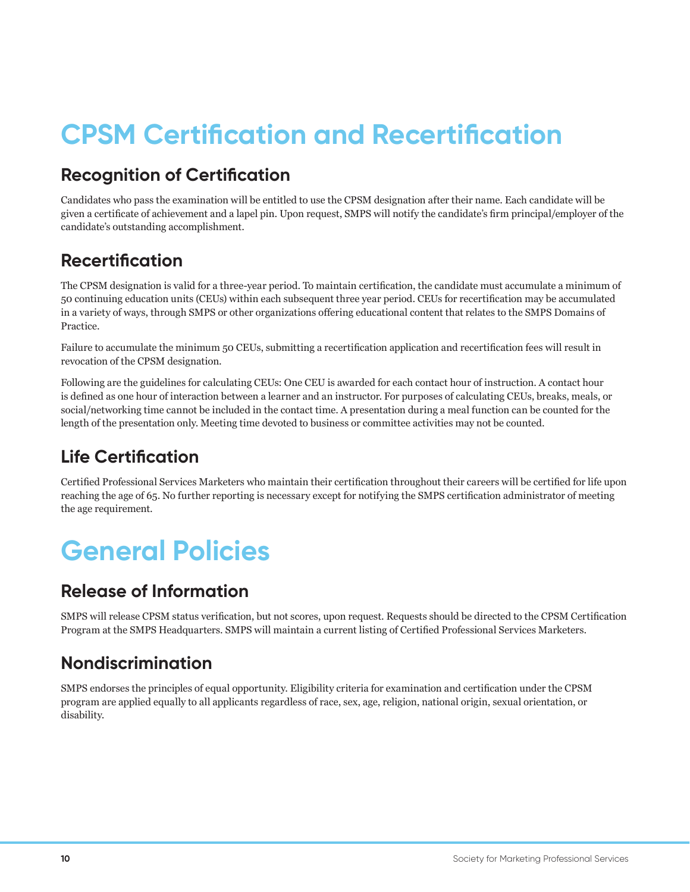# CPSM Certification and Recertification

## Recognition of Certification

Candidates who pass the examination will be entitled to use the CPSM designation after their name. Each candidate will be given a certificate of achievement and a lapel pin. Upon request, SMPS will notify the candidate's firm principal/employer of the candidate's outstanding accomplishment.

## Recertification

The CPSM designation is valid for a three-year period. To maintain certification, the candidate must accumulate a minimum of 50 continuing education units (CEUs) within each subsequent three year period. CEUs for recertification may be accumulated in a variety of ways, through SMPS or other organizations offering educational content that relates to the SMPS Domains of Practice.

Failure to accumulate the minimum 50 CEUs, submitting a recertification application and recertification fees will result in revocation of the CPSM designation.

Following are the guidelines for calculating CEUs: One CEU is awarded for each contact hour of instruction. A contact hour is defined as one hour of interaction between a learner and an instructor. For purposes of calculating CEUs, breaks, meals, or social/networking time cannot be included in the contact time. A presentation during a meal function can be counted for the length of the presentation only. Meeting time devoted to business or committee activities may not be counted.

## Life Certification

Certified Professional Services Marketers who maintain their certification throughout their careers will be certified for life upon reaching the age of 65. No further reporting is necessary except for notifying the SMPS certification administrator of meeting the age requirement.

# General Policies

## Release of Information

SMPS will release CPSM status verification, but not scores, upon request. Requests should be directed to the CPSM Certification Program at the SMPS Headquarters. SMPS will maintain a current listing of Certified Professional Services Marketers.

## Nondiscrimination

SMPS endorses the principles of equal opportunity. Eligibility criteria for examination and certification under the CPSM program are applied equally to all applicants regardless of race, sex, age, religion, national origin, sexual orientation, or disability.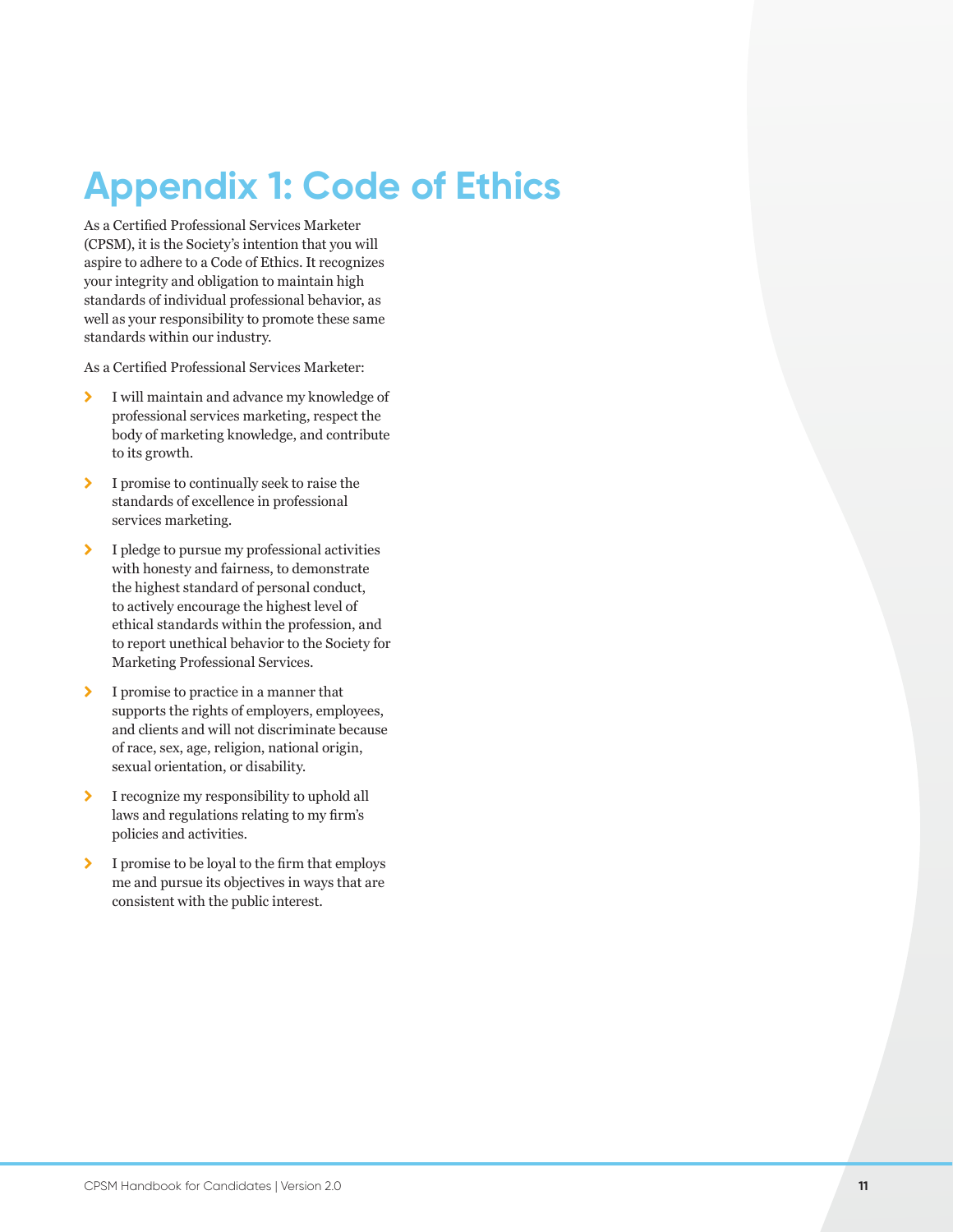# Appendix 1: Code of Ethics

As a Certified Professional Services Marketer (CPSM), it is the Society's intention that you will aspire to adhere to a Code of Ethics. It recognizes your integrity and obligation to maintain high standards of individual professional behavior, as well as your responsibility to promote these same standards within our industry.

As a Certified Professional Services Marketer:

- I will maintain and advance my knowledge of professional services marketing, respect the body of marketing knowledge, and contribute to its growth.
- I promise to continually seek to raise the standards of excellence in professional services marketing.
- I pledge to pursue my professional activities with honesty and fairness, to demonstrate the highest standard of personal conduct, to actively encourage the highest level of ethical standards within the profession, and to report unethical behavior to the Society for Marketing Professional Services.
- I promise to practice in a manner that supports the rights of employers, employees, and clients and will not discriminate because of race, sex, age, religion, national origin, sexual orientation, or disability.
- I recognize my responsibility to uphold all laws and regulations relating to my firm's policies and activities.
- I promise to be loyal to the firm that employs me and pursue its objectives in ways that are consistent with the public interest.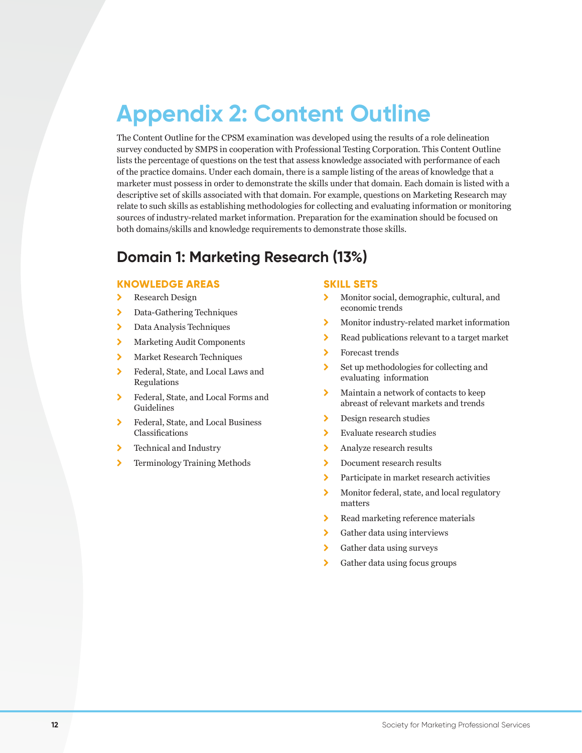# Appendix 2: Content Outline

The Content Outline for the CPSM examination was developed using the results of a role delineation survey conducted by SMPS in cooperation with Professional Testing Corporation. This Content Outline lists the percentage of questions on the test that assess knowledge associated with performance of each of the practice domains. Under each domain, there is a sample listing of the areas of knowledge that a marketer must possess in order to demonstrate the skills under that domain. Each domain is listed with a descriptive set of skills associated with that domain. For example, questions on Marketing Research may relate to such skills as establishing methodologies for collecting and evaluating information or monitoring sources of industry-related market information. Preparation for the examination should be focused on both domains/skills and knowledge requirements to demonstrate those skills.

## Domain 1: Marketing Research (13%)

### KNOWLEDGE AREAS

- Research Design
- Data-Gathering Techniques
- Data Analysis Techniques
- Marketing Audit Components
- Market Research Techniques
- Federal, State, and Local Laws and Regulations
- Federal, State, and Local Forms and Guidelines
- Federal, State, and Local Business Classifications
- Technical and Industry
- Terminology Training Methods

### SKILL SETS

- Monitor social, demographic, cultural, and economic trends
- Monitor industry-related market information
- Read publications relevant to a target market
- Forecast trends
- Set up methodologies for collecting and evaluating information
- Maintain a network of contacts to keep abreast of relevant markets and trends
- Design research studies
- Evaluate research studies
- Analyze research results
- Document research results
- Participate in market research activities
- Monitor federal, state, and local regulatory matters
- Read marketing reference materials
- Gather data using interviews
- Gather data using surveys
- Gather data using focus groups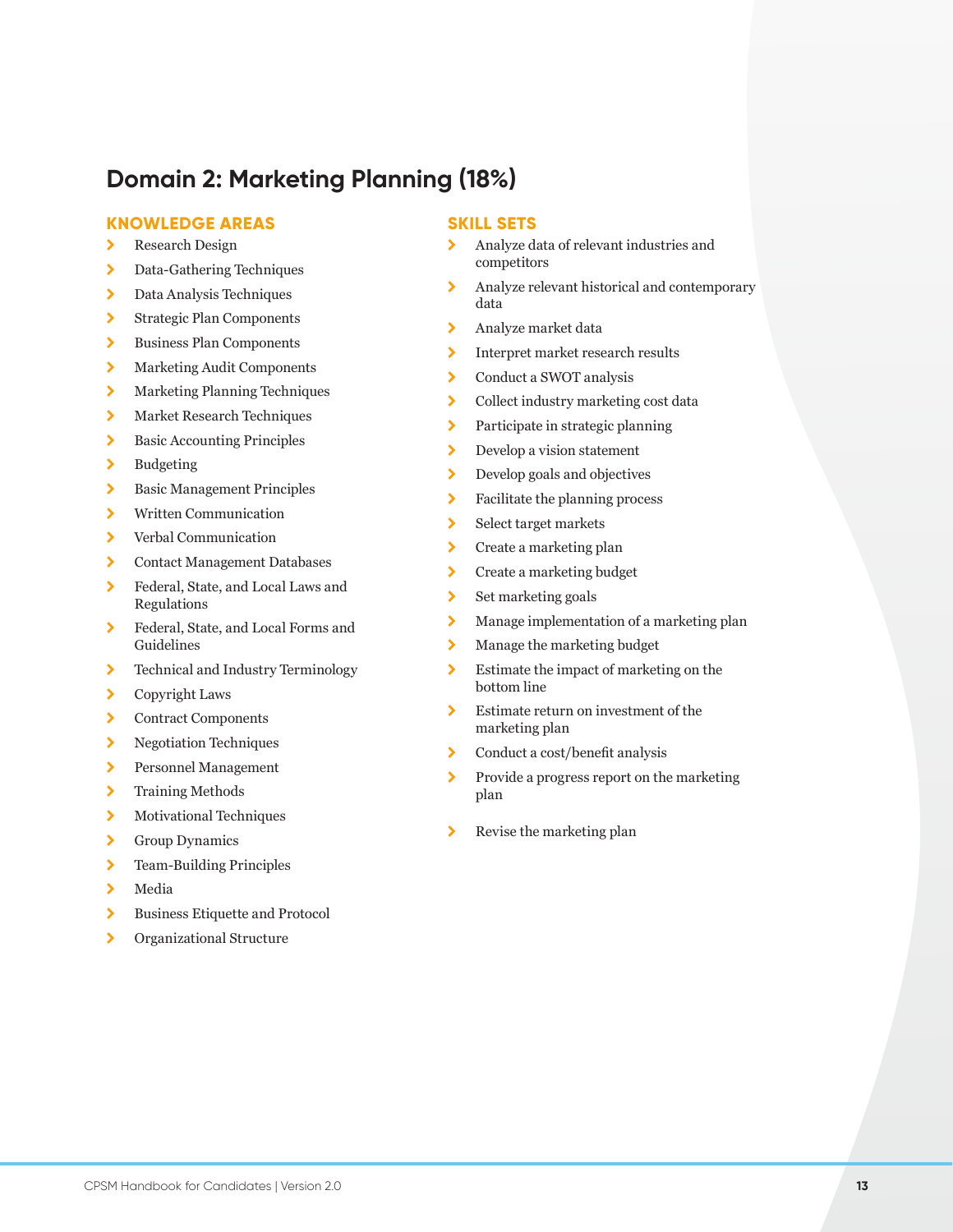## Domain 2: Marketing Planning (18%)

### KNOWLEDGE AREAS

- Research Design
- Data-Gathering Techniques
- Data Analysis Techniques
- Strategic Plan Components
- Business Plan Components
- Marketing Audit Components
- Marketing Planning Techniques
- Market Research Techniques
- Basic Accounting Principles
- Budgeting
- Basic Management Principles
- Written Communication
- Verbal Communication
- Contact Management Databases
- Federal, State, and Local Laws and Regulations
- Federal, State, and Local Forms and Guidelines
- Technical and Industry Terminology
- Copyright Laws
- Contract Components
- Negotiation Techniques
- Personnel Management
- Training Methods
- Motivational Techniques
- Group Dynamics
- Team-Building Principles
- Media
- Business Etiquette and Protocol
- Organizational Structure

### SKILL SETS

- Analyze data of relevant industries and competitors
- Analyze relevant historical and contemporary data
- Analyze market data
- Interpret market research results
- Conduct a SWOT analysis
- Collect industry marketing cost data
- Participate in strategic planning
- Develop a vision statement
- Develop goals and objectives
- Facilitate the planning process
- Select target markets
- Create a marketing plan
- Create a marketing budget
- Set marketing goals
- Manage implementation of a marketing plan
- Manage the marketing budget
- Estimate the impact of marketing on the bottom line
- Estimate return on investment of the marketing plan
- Conduct a cost/benefit analysis
- Provide a progress report on the marketing plan
- Revise the marketing plan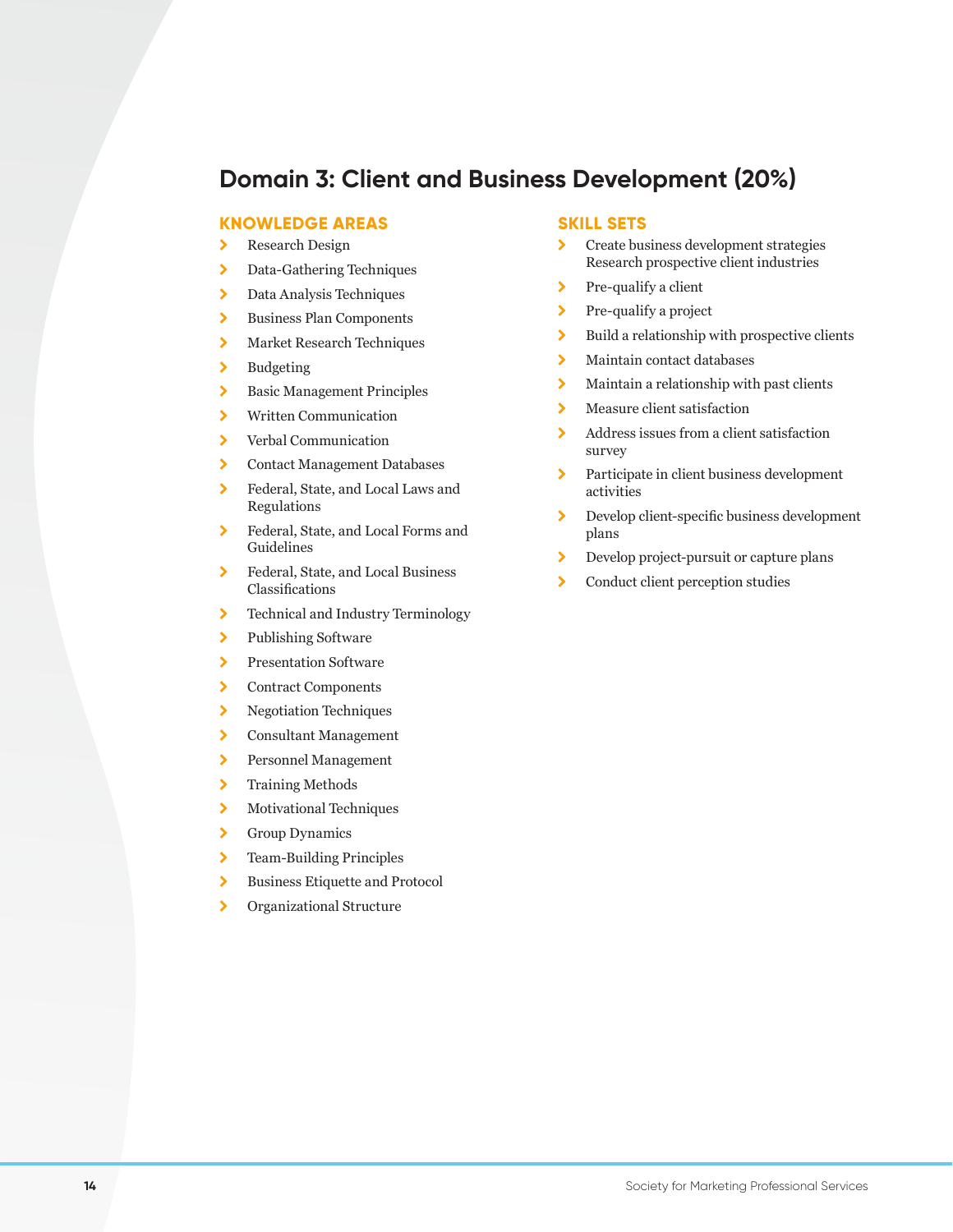## Domain 3: Client and Business Development (20%)

### KNOWLEDGE AREAS

- Research Design
- Data-Gathering Techniques
- Data Analysis Techniques
- Business Plan Components
- Market Research Techniques
- Budgeting
- Basic Management Principles
- Written Communication
- Verbal Communication
- Contact Management Databases
- Federal, State, and Local Laws and Regulations
- Federal, State, and Local Forms and Guidelines
- Federal, State, and Local Business Classifications
- Technical and Industry Terminology
- Publishing Software
- Presentation Software
- Contract Components
- Negotiation Techniques
- Consultant Management
- Personnel Management
- Training Methods
- Motivational Techniques
- Group Dynamics
- Team-Building Principles
- Business Etiquette and Protocol
- Organizational Structure

### SKILL SETS

- Create business development strategies Research prospective client industries
- Pre-qualify a client
- Pre-qualify a project
- Build a relationship with prospective clients
- Maintain contact databases
- Maintain a relationship with past clients
- Measure client satisfaction
- Address issues from a client satisfaction survey
- Participate in client business development activities
- Develop client-specific business development plans
- Develop project-pursuit or capture plans
- Conduct client perception studies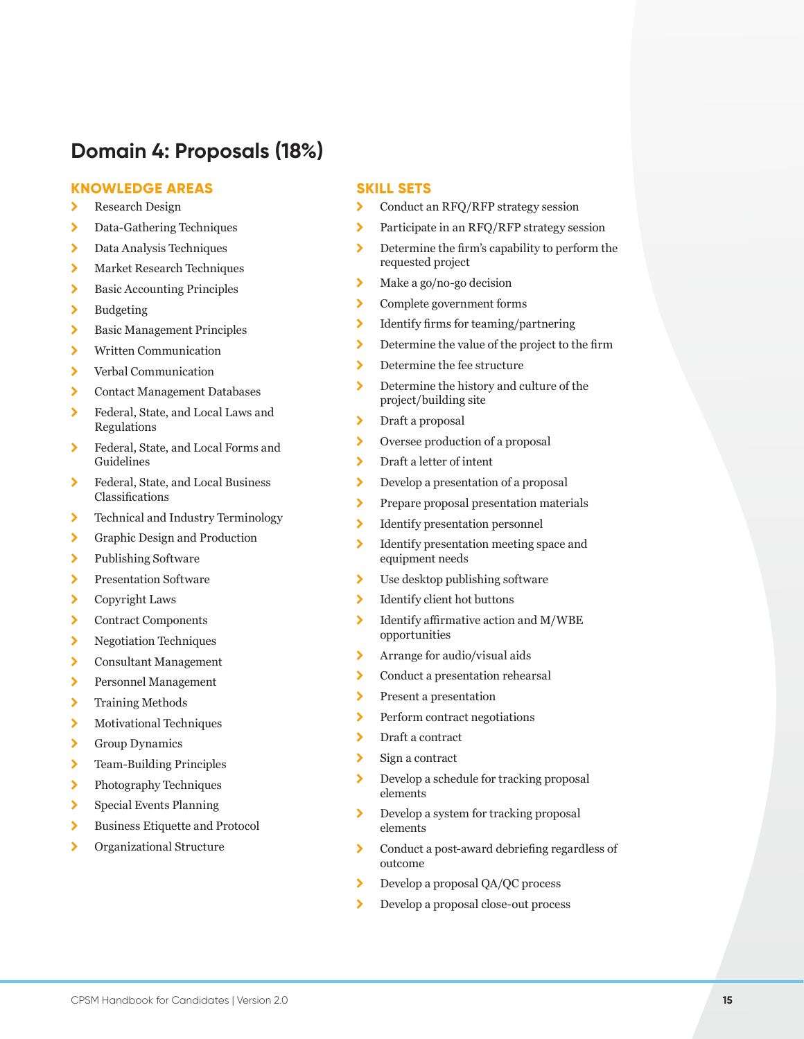## Domain 4: Proposals (18%)

### KNOWLEDGE AREAS

- Research Design
- Data-Gathering Techniques
- Data Analysis Techniques
- Market Research Techniques
- Basic Accounting Principles
- Budgeting
- Basic Management Principles
- Written Communication
- Verbal Communication
- Contact Management Databases
- Federal, State, and Local Laws and Regulations
- Federal, State, and Local Forms and Guidelines
- Federal, State, and Local Business Classifications
- Technical and Industry Terminology
- Graphic Design and Production
- Publishing Software
- Presentation Software
- Copyright Laws
- Contract Components
- Negotiation Techniques
- Consultant Management
- Personnel Management
- Training Methods
- Motivational Techniques
- Group Dynamics
- Team-Building Principles
- Photography Techniques
- Special Events Planning
- Business Etiquette and Protocol
- Organizational Structure

### SKILL SETS

- Conduct an RFQ/RFP strategy session
- Participate in an RFQ/RFP strategy session
- Determine the firm's capability to perform the requested project
- Make a go/no-go decision
- Complete government forms
- Identify firms for teaming/partnering
- Determine the value of the project to the firm
- Determine the fee structure
- Determine the history and culture of the project/building site
- Draft a proposal
- Oversee production of a proposal
- Draft a letter of intent
- Develop a presentation of a proposal
- Prepare proposal presentation materials
- Identify presentation personnel
- Identify presentation meeting space and equipment needs
- Use desktop publishing software
- Identify client hot buttons
- Identify affirmative action and M/WBE opportunities
- Arrange for audio/visual aids
- Conduct a presentation rehearsal
- Present a presentation
- Perform contract negotiations
- Draft a contract
- Sign a contract
- Develop a schedule for tracking proposal elements
- Develop a system for tracking proposal elements
- Conduct a post-award debriefing regardless of outcome
- Develop a proposal QA/QC process
- Develop a proposal close-out process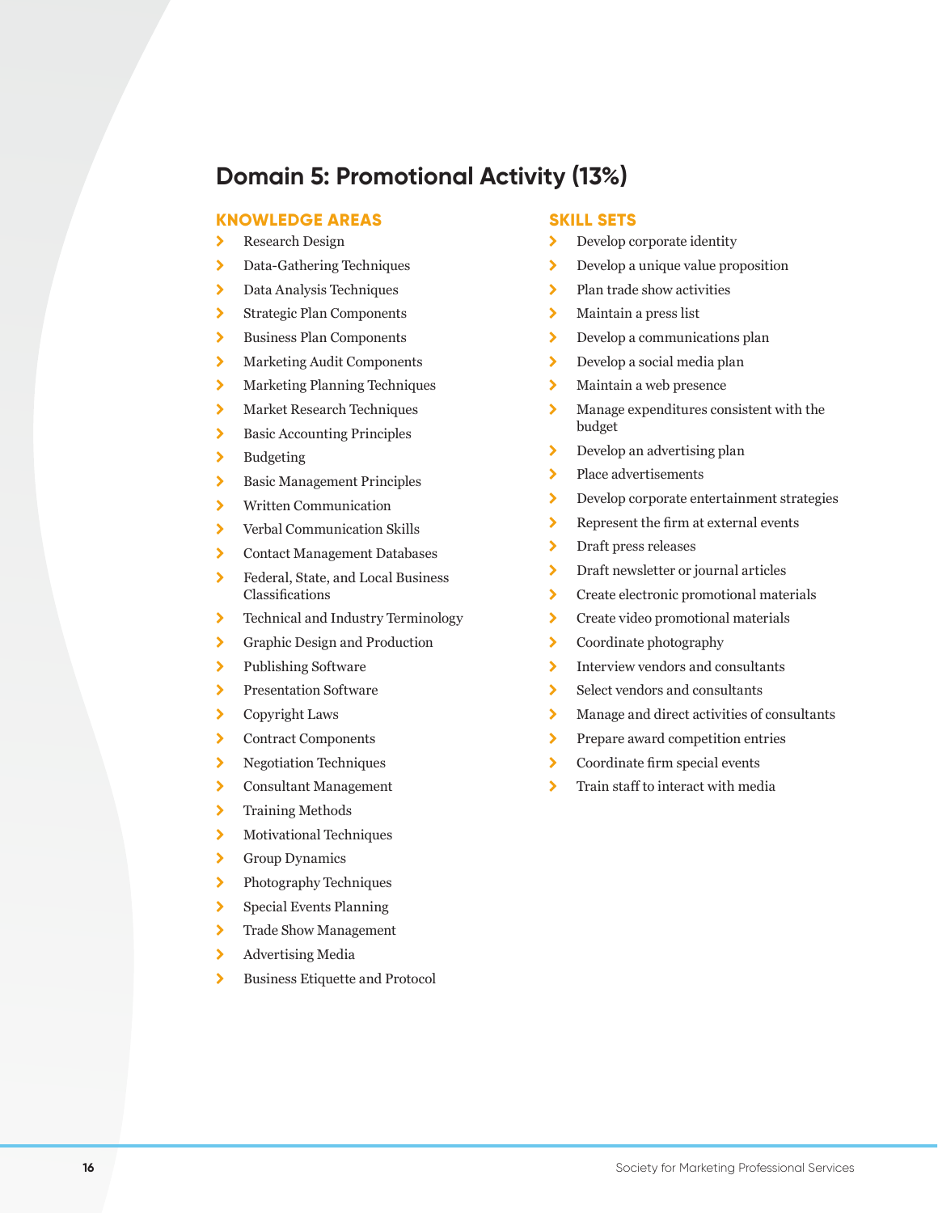# Domain 5: Promotional Activity (13%)

## KNOWLEDGE AREAS

- Research Design
- Data-Gathering Techniques
- Data Analysis Techniques
- Strategic Plan Components
- Business Plan Components
- Marketing Audit Components
- Marketing Planning Techniques
- Market Research Techniques
- Basic Accounting Principles
- Budgeting
- Basic Management Principles
- Written Communication
- Verbal Communication Skills
- Contact Management Databases
- Federal, State, and Local Business Classifications
- Technical and Industry Terminology
- Graphic Design and Production
- Publishing Software
- Presentation Software
- Copyright Laws
- Contract Components
- Negotiation Techniques
- Consultant Management
- Training Methods
- Motivational Techniques
- Group Dynamics
- Photography Techniques
- Special Events Planning
- Trade Show Management
- Advertising Media
- Business Etiquette and Protocol

## SKILL SETS

- Develop corporate identity
- Develop a unique value proposition
- Plan trade show activities
- Maintain a press list
- Develop a communications plan
- Develop a social media plan
- Maintain a web presence
- Manage expenditures consistent with the budget
- Develop an advertising plan
- Place advertisements
- Develop corporate entertainment strategies
- Represent the firm at external events
- Draft press releases
- Draft newsletter or journal articles
- Create electronic promotional materials
- Create video promotional materials
- Coordinate photography
- Interview vendors and consultants
- Select vendors and consultants
- Manage and direct activities of consultants
- Prepare award competition entries
- Coordinate firm special events
- Train staff to interact with media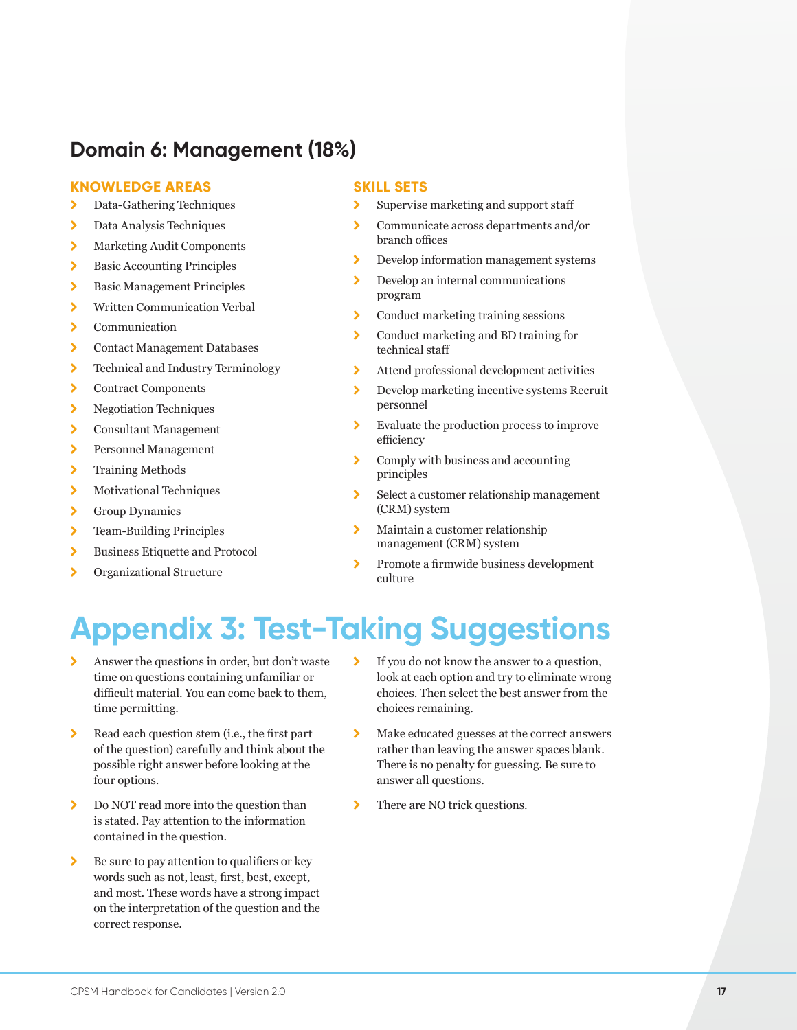## Domain 6: Management (18%)

### KNOWLEDGE AREAS

- Data-Gathering Techniques
- Data Analysis Techniques
- Marketing Audit Components
- Basic Accounting Principles
- Basic Management Principles
- Written Communication Verbal
- Communication
- Contact Management Databases
- Technical and Industry Terminology
- Contract Components
- Negotiation Techniques
- Consultant Management
- Personnel Management
- Training Methods
- Motivational Techniques
- Group Dynamics
- Team-Building Principles
- Business Etiquette and Protocol
- Organizational Structure

### SKILL SETS

- Supervise marketing and support staff
- Communicate across departments and/or branch offices
- Develop information management systems
- Develop an internal communications program
- Conduct marketing training sessions
- Conduct marketing and BD training for technical staff
- Attend professional development activities
- Develop marketing incentive systems Recruit personnel
- Evaluate the production process to improve efficiency
- Comply with business and accounting principles
- Select a customer relationship management (CRM) system
- Maintain a customer relationship management (CRM) system
- Promote a firmwide business development culture

# Appendix 3: Test-Taking Suggestions

- Answer the questions in order, but don't waste time on questions containing unfamiliar or difficult material. You can come back to them, time permitting.
- Read each question stem (i.e., the first part of the question) carefully and think about the possible right answer before looking at the four options.
- Do NOT read more into the question than is stated. Pay attention to the information contained in the question.
- Be sure to pay attention to qualifiers or key words such as not, least, first, best, except, and most. These words have a strong impact on the interpretation of the question and the correct response.
- If you do not know the answer to a question, look at each option and try to eliminate wrong choices. Then select the best answer from the choices remaining.
- Make educated guesses at the correct answers rather than leaving the answer spaces blank. There is no penalty for guessing. Be sure to answer all questions.
- There are NO trick questions.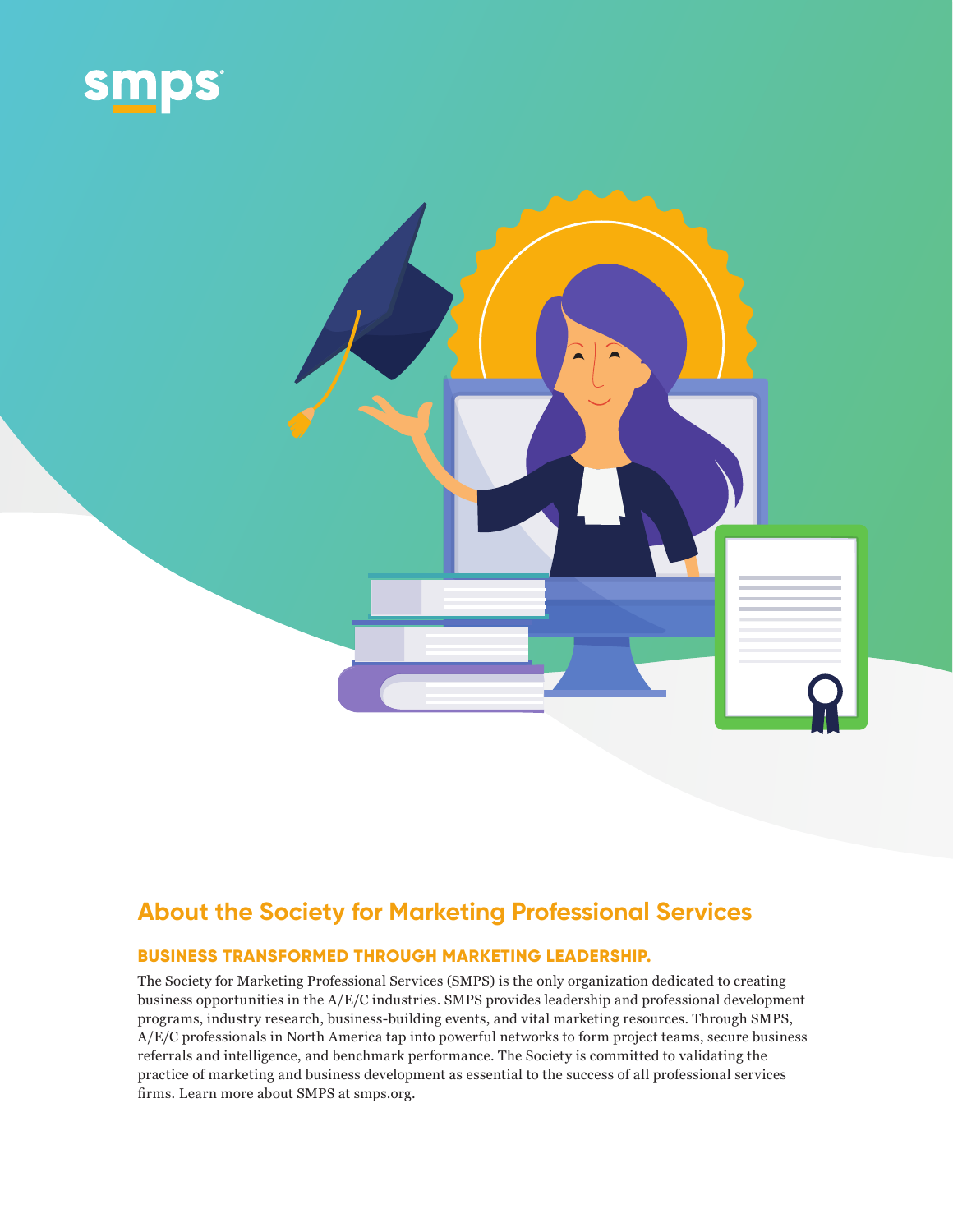smps

## About the Society for Marketing Professional Services

### BUSINESS TRANSFORMED THROUGH MARKETING LEADERSHIP.

The Society for Marketing Professional Services (SMPS) is the only organization dedicated to creating business opportunities in the A/E/C industries. SMPS provides leadership and professional development programs, industry research, business-building events, and vital marketing resources. Through SMPS, A/E/C professionals in North America tap into powerful networks to form project teams, secure business referrals and intelligence, and benchmark performance. The Society is committed to validating the practice of marketing and business development as essential to the success of all professional services firms. Learn more about SMPS at smps.org.